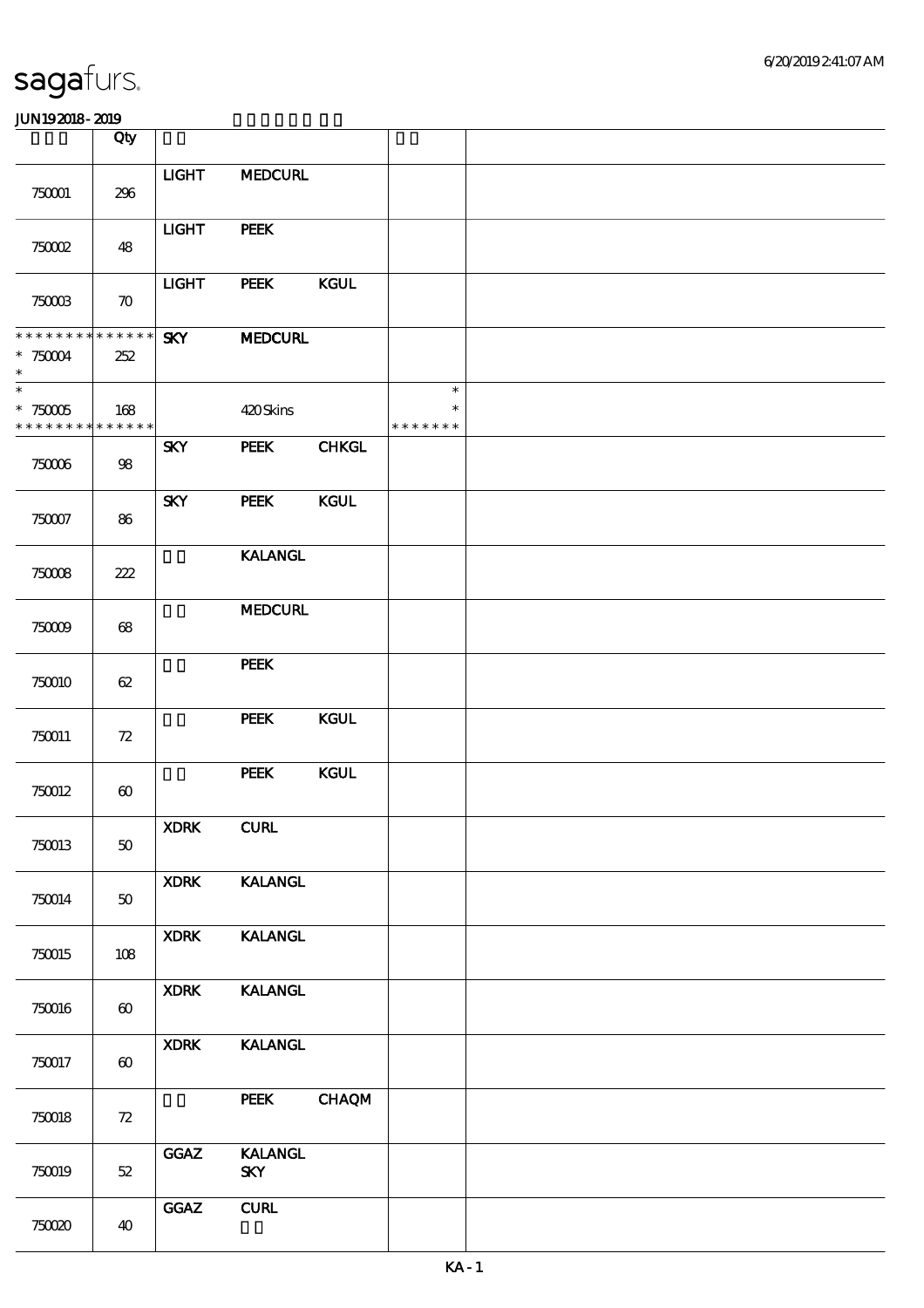# sagafurs.

JUN192018 - 2019

| | Qty | | | | | |
|---|---|---|---|---|---|---|
| 750001 | 296 | LIGHT | MEDCURL | | | |
| 750002 | 48 | LIGHT | PEEK | | | |
| 750003 | 70 | LIGHT | PEEK | KGUL | | |
| * * * * * * * * * * * * * * * 750004 * | 252 | SKY | MEDCURL | | | |
| * * 750005 * * * * * * * * * * * * * * | 168 | | 420 Skins | | * * * * * * * * * | |
| 750006 | 98 | SKY | PEEK | CHKGL | | |
| 750007 | 86 | SKY | PEEK | KGUL | | |
| 750008 | 222 | | KALANGL | | | |
| 750009 | 68 | | MEDCURL | | | |
| 750010 | 62 | | PEEK | | | |
| 750011 | 72 | | PEEK | KGUL | | |
| 750012 | 60 | | PEEK | KGUL | | |
| 750013 | 50 | XDRK | CURL | | | |
| 750014 | 50 | XDRK | KALANGL | | | |
| 750015 | 108 | XDRK | KALANGL | | | |
| 750016 | 60 | XDRK | KALANGL | | | |
| 750017 | 60 | XDRK | KALANGL | | | |
| 750018 | 72 | | PEEK | CHAQM | | |
| 750019 | 52 | GGAZ | KALANGL SKY | | | |
| 750020 | 40 | GGAZ | CURL | | | |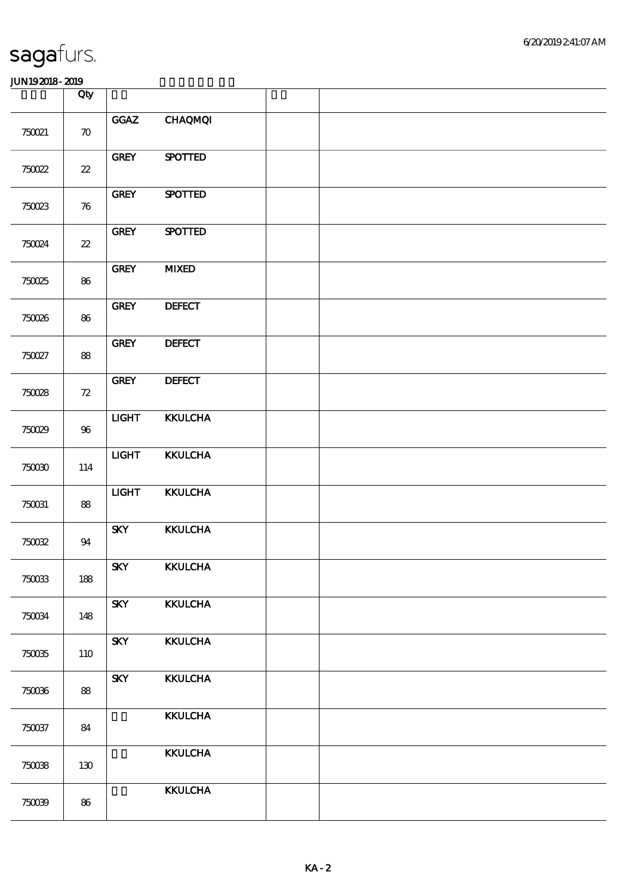| | Qty | | | | |
|---|---|---|---|---|---|
| 750021 | 70 | GGAZ | CHAQMQI | | |
| 750022 | 22 | GREY | SPOTTED | | |
| 750023 | 76 | GREY | SPOTTED | | |
| 750024 | 22 | GREY | SPOTTED | | |
| 750025 | 86 | GREY | MIXED | | |
| 750026 | 86 | GREY | DEFECT | | |
| 750027 | 88 | GREY | DEFECT | | |
| 750028 | 72 | GREY | DEFECT | | |
| 750029 | 96 | LIGHT | KKULCHA | | |
| 750030 | 114 | LIGHT | KKULCHA | | |
| 750031 | 88 | LIGHT | KKULCHA | | |
| 750032 | 94 | SKY | KKULCHA | | |
| 750033 | 188 | SKY | KKULCHA | | |
| 750034 | 148 | SKY | KKULCHA | | |
| 750035 | 110 | SKY | KKULCHA | | |
| 750036 | 88 | SKY | KKULCHA | | |
| 750037 | 84 | | KKULCHA | | |
| 750038 | 130 | | KKULCHA | | |
| 750039 | 86 | | KKULCHA | | |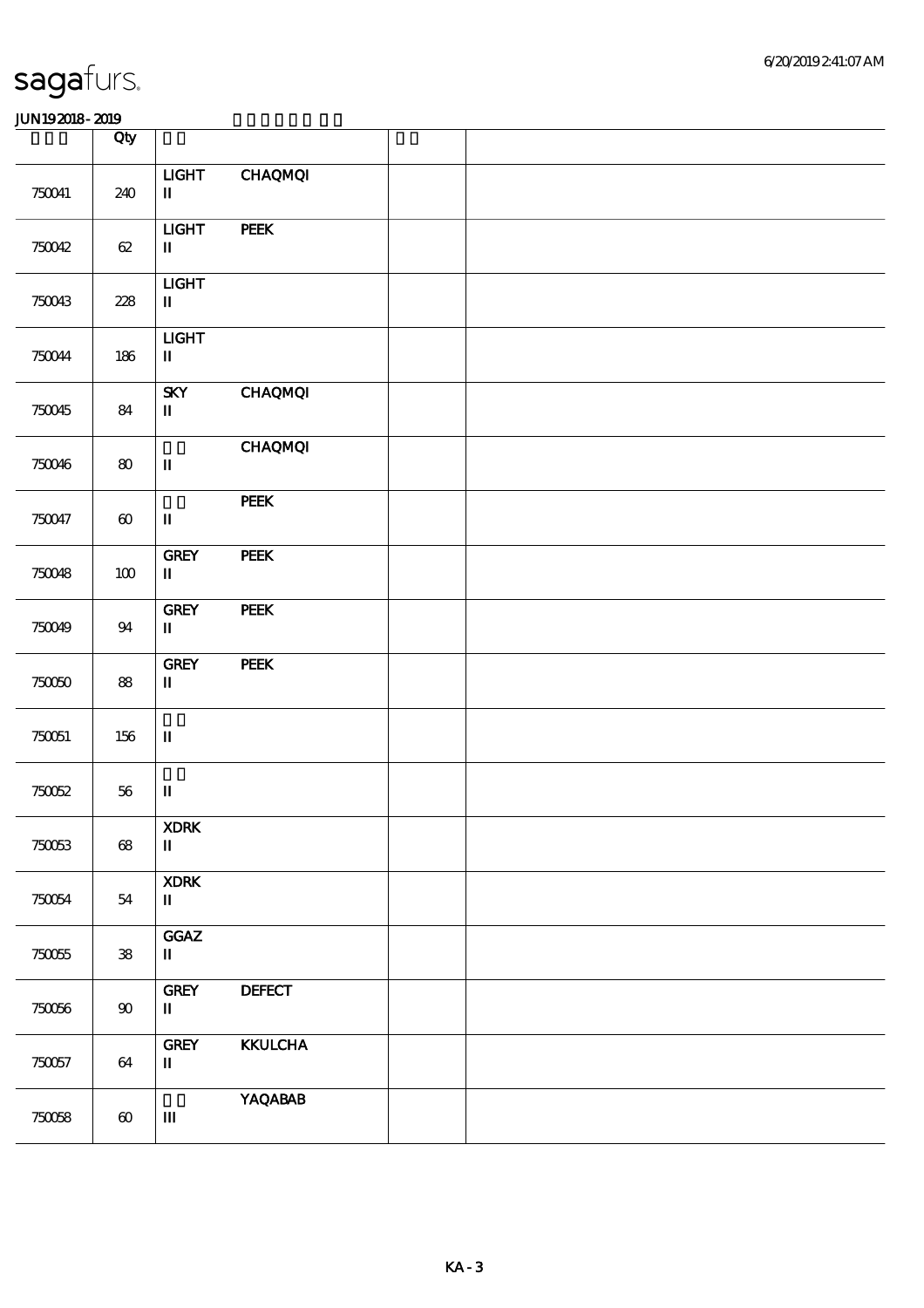# sagafurs.

JUN19 2018 - 2019

| | Qty | | | |
|---|---|---|---|---|
| 750041 | 240 | LIGHT CHAQMQI<br>II | | |
| 750042 | 62 | LIGHT PEEK<br>II | | |
| 750043 | 228 | LIGHT<br>II | | |
| 750044 | 186 | LIGHT<br>II | | |
| 750045 | 84 | SKY CHAQMQI<br>II | | |
| 750046 | 80 | CHAQMQI<br>II | | |
| 750047 | 60 | PEEK<br>II | | |
| 750048 | 100 | GREY PEEK<br>II | | |
| 750049 | 94 | GREY PEEK<br>II | | |
| 750050 | 88 | GREY PEEK<br>II | | |
| 750051 | 156 | II | | |
| 750052 | 56 | II | | |
| 750053 | 68 | XDRK<br>II | | |
| 750054 | 54 | XDRK<br>II | | |
| 750055 | 38 | GGAZ<br>II | | |
| 750056 | 90 | GREY DEFECT<br>II | | |
| 750057 | 64 | GREY KKULCHA<br>II | | |
| 750058 | 60 | YAQABAB<br>III | | |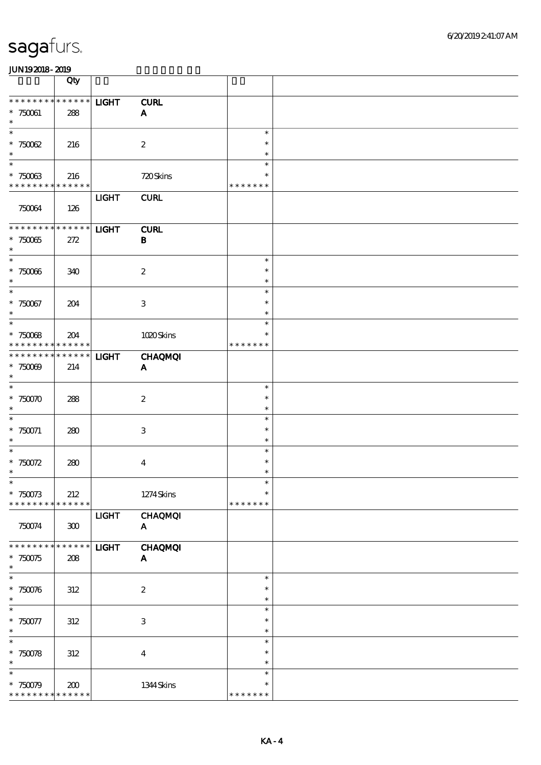| | Qty | | | | |
|---|---|---|---|---|---|
| * * * * * * * * * * * * * * | | LIGHT | CURL | | |
| * 750061 | 288 | | A | | |
| * 750062 | 216 | | 2 | | |
| * 750063 | 216 | | 720 Skins | * * * * * * * | |
| 750064 | 126 | LIGHT | CURL | | |
| * * * * * * * * * * * * * * | | LIGHT | CURL | | |
| * 750065 | 272 | | B | | |
| * 750066 | 340 | | 2 | | |
| * 750067 | 204 | | 3 | | |
| * 750068 | 204 | | 1020 Skins | * * * * * * * | |
| * * * * * * * * * * * * * * | | LIGHT | CHAQMQI | | |
| * 750069 | 214 | | A | | |
| * 750070 | 288 | | 2 | | |
| * 750071 | 280 | | 3 | | |
| * 750072 | 280 | | 4 | | |
| * 750073 | 212 | | 1274 Skins | * * * * * * * | |
| 750074 | 300 | LIGHT | CHAQMQI A | | |
| * * * * * * * * * * * * * * | | LIGHT | CHAQMQI | | |
| * 750075 | 208 | | A | | |
| * 750076 | 312 | | 2 | | |
| * 750077 | 312 | | 3 | | |
| * 750078 | 312 | | 4 | | |
| * 750079 | 200 | | 1344 Skins | * * * * * * * | |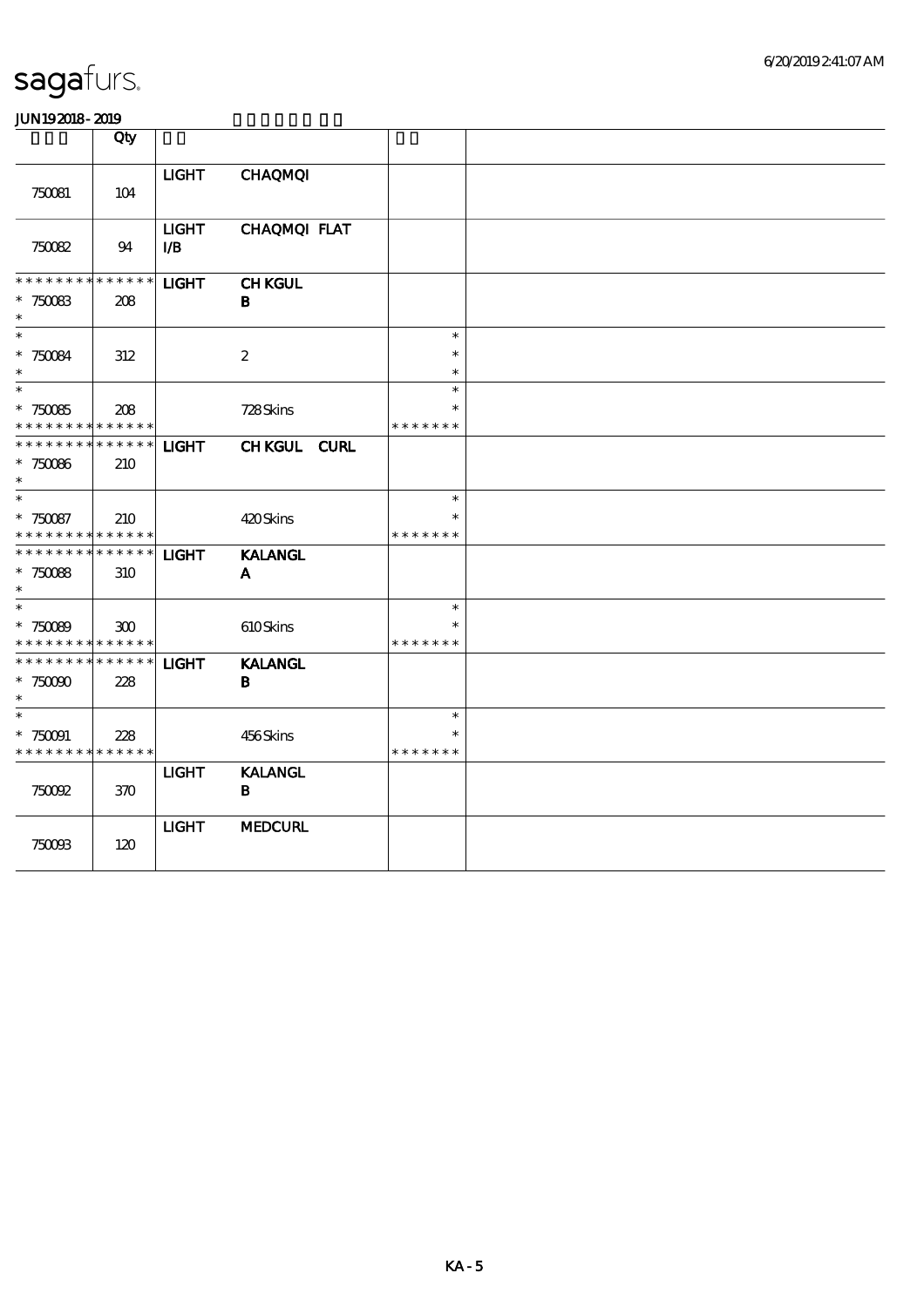**JUN19 2018 - 2019**

| | Qty | | | |
|---|---|---|---|---|
| 750081 | 104 | LIGHT | CHAQMQI | |
| 750082 | 94 | LIGHT I/B | CHAQMQI FLAT | |
| * * * * * * * * * * * * * * <br>* 750083<br>* | * * * * * *<br>208 | LIGHT | CH KGUL<br>B | |
| *<br>* 750084<br>* | 312 | | 2 | *<br>*<br>* |
| *<br>* 750085<br>* * * * * * * * * * * * * * | 208 | | 728 Skins | *<br>*<br>* * * * * * * |
| * * * * * * * * * * * * * * <br>* 750086<br>* | 210 | LIGHT | CH KGUL CURL | |
| *<br>* 750087<br>* * * * * * * * * * * * * * | 210 | | 420 Skins | *<br>*<br>* * * * * * * |
| * * * * * * * * * * * * * * <br>* 750088<br>* | 310 | LIGHT | KALANGL<br>A | |
| *<br>* 750089<br>* * * * * * * * * * * * * * | 300 | | 610 Skins | *<br>*<br>* * * * * * * |
| * * * * * * * * * * * * * * <br>* 750090<br>* | 228 | LIGHT | KALANGL<br>B | |
| *<br>* 750091<br>* * * * * * * * * * * * * * | 228 | | 456 Skins | *<br>*<br>* * * * * * * |
| 750092 | 370 | LIGHT | KALANGL<br>B | |
| 750093 | 120 | LIGHT | MEDCURL | |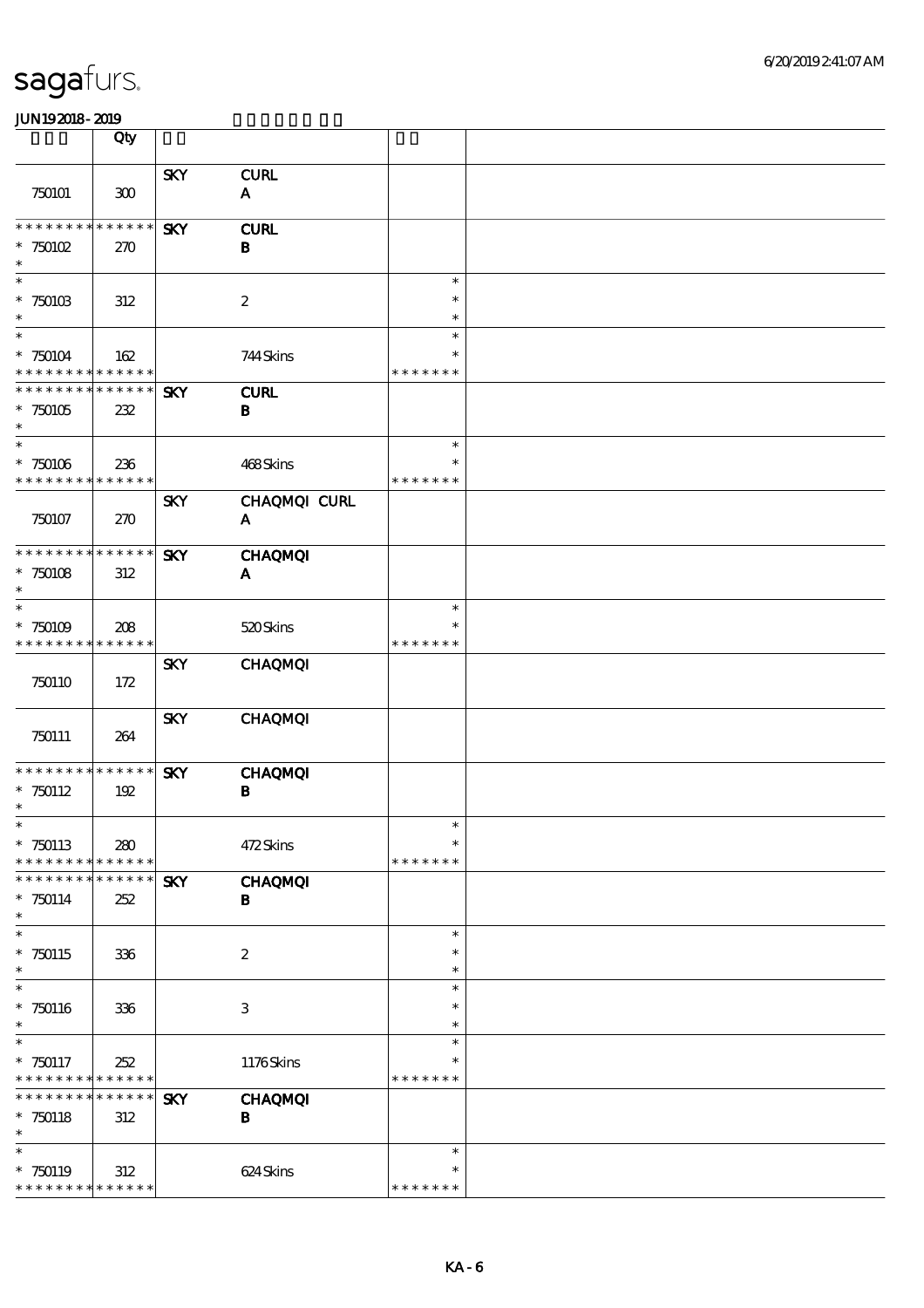# sagafurs.

JUN19 2018 - 2019

| | Qty | | | | |
|---|---|---|---|---|---|
| 750101 | 300 | SKY | CURL A | | |
| * * * * * * * * * * * * * * 750102 * | 270 | SKY | CURL B | | |
| * 750103 * | 312 | | 2 | * * * | |
| * 750104 * * * * * * * * * * * * * * | 162 | | 744 Skins | * * * * * * * * | |
| * * * * * * * * * * * * * * 750105 * | 232 | SKY | CURL B | | |
| * 750106 * * * * * * * * * * * * * * | 236 | | 468 Skins | * * * * * * * * | |
| 750107 | 270 | SKY | CHAQMQI CURL A | | |
| * * * * * * * * * * * * * * 750108 * | 312 | SKY | CHAQMQI A | | |
| * 750109 * * * * * * * * * * * * * * | 208 | | 520 Skins | * * * * * * * * | |
| 750110 | 172 | SKY | CHAQMQI | | |
| 750111 | 264 | SKY | CHAQMQI | | |
| * * * * * * * * * * * * * * 750112 * | 192 | SKY | CHAQMQI B | | |
| * 750113 * * * * * * * * * * * * * * | 280 | | 472 Skins | * * * * * * * * | |
| * * * * * * * * * * * * * * 750114 * | 252 | SKY | CHAQMQI B | | |
| * 750115 * | 336 | | 2 | * * * | |
| * 750116 * | 336 | | 3 | * * * | |
| * 750117 * * * * * * * * * * * * * * | 252 | | 1176 Skins | * * * * * * * * | |
| * * * * * * * * * * * * * * 750118 * | 312 | SKY | CHAQMQI B | | |
| * 750119 * * * * * * * * * * * * * * | 312 | | 624 Skins | * * * * * * * * | |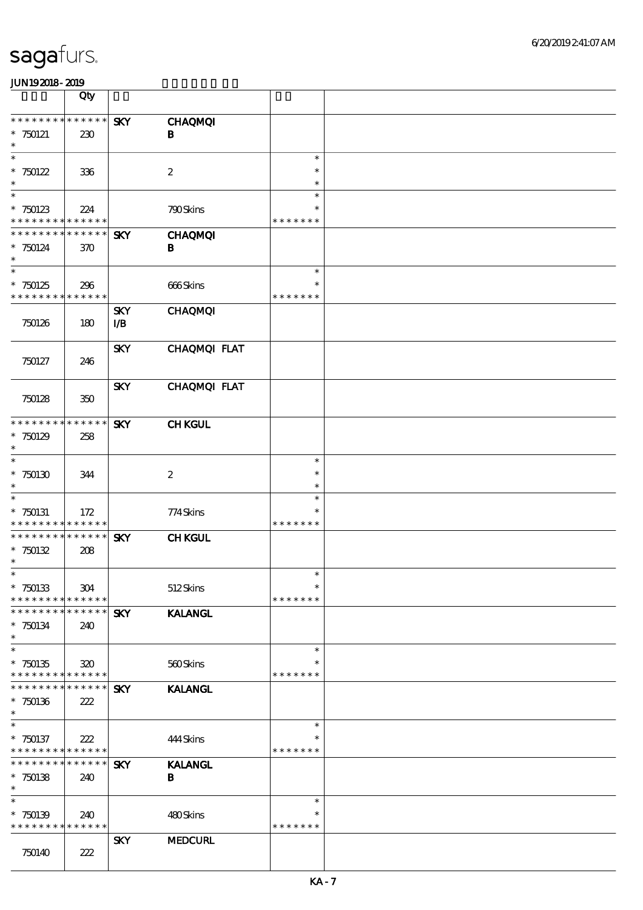| | Qty | | | | |
|---|---|---|---|---|---|
| * * * * * * * * * * * * * * | | SKY | CHAQMQI | | |
| * 750121 | 230 | | B | | |
| * | | | | | |
| * | | | | * | |
| * 750122 | 336 | | 2 | * | |
| * | | | | * | |
| * | | | | * | |
| * 750123 | 224 | | 790 Skins | * | |
| * * * * * * * * * * * * * * | | | | * * * * * * * | |
| * * * * * * * * * * * * * * | | SKY | CHAQMQI | | |
| * 750124 | 370 | | B | | |
| * | | | | | |
| * | | | | * | |
| * 750125 | 296 | | 666 Skins | * | |
| * * * * * * * * * * * * * * | | | | * * * * * * * | |
| 750126 | 180 | SKY I/B | CHAQMQI | | |
| 750127 | 246 | SKY | CHAQMQI FLAT | | |
| 750128 | 350 | SKY | CHAQMQI FLAT | | |
| * * * * * * * * * * * * * * | | SKY | CH KGUL | | |
| * 750129 | 258 | | | | |
| * | | | | | |
| * | | | | * | |
| * 750130 | 344 | | 2 | * | |
| * | | | | * | |
| * | | | | * | |
| * 750131 | 172 | | 774 Skins | * | |
| * * * * * * * * * * * * * * | | | | * * * * * * * | |
| * * * * * * * * * * * * * * | | SKY | CH KGUL | | |
| * 750132 | 208 | | | | |
| * | | | | | |
| * | | | | * | |
| * 750133 | 304 | | 512 Skins | * | |
| * * * * * * * * * * * * * * | | | | * * * * * * * | |
| * * * * * * * * * * * * * * | | SKY | KALANGL | | |
| * 750134 | 240 | | | | |
| * | | | | | |
| * | | | | * | |
| * 750135 | 320 | | 560 Skins | * | |
| * * * * * * * * * * * * * * | | | | * * * * * * * | |
| * * * * * * * * * * * * * * | | SKY | KALANGL | | |
| * 750136 | 222 | | | | |
| * | | | | | |
| * | | | | * | |
| * 750137 | 222 | | 444 Skins | * | |
| * * * * * * * * * * * * * * | | | | * * * * * * * | |
| * * * * * * * * * * * * * * | | SKY | KALANGL | | |
| * 750138 | 240 | | B | | |
| * | | | | | |
| * | | | | * | |
| * 750139 | 240 | | 480 Skins | * | |
| * * * * * * * * * * * * * * | | | | * * * * * * * | |
| 750140 | 222 | SKY | MEDCURL | | |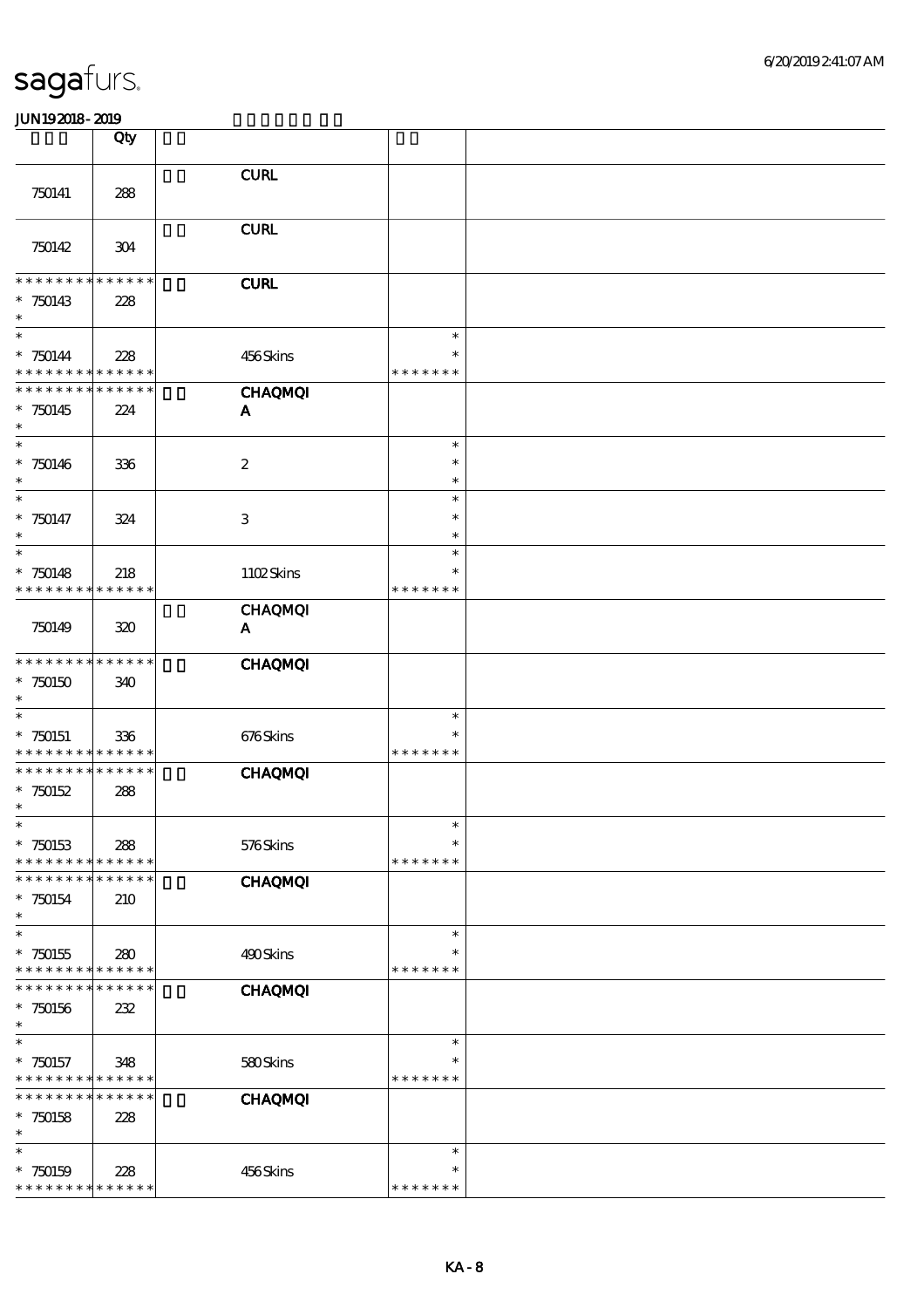| | Qty | | | |
|---|---|---|---|---|
| 750141 | 288 | CURL | | |
| 750142 | 304 | CURL | | |
| * * * * * * * * * * * * * *<br>* 750143<br>* | 228 | CURL | | |
| *<br>* 750144<br>* * * * * * * * * * * * * * | 228 | 456 Skins | *<br>*<br>* * * * * * * | |
| * * * * * * * * * * * * * *<br>* 750145<br>* | 224 | CHAQMQI<br>A | | |
| *<br>* 750146<br>* | 336 | 2 | *<br>*<br>* | |
| *<br>* 750147<br>* | 324 | 3 | *<br>*<br>* | |
| *<br>* 750148<br>* * * * * * * * * * * * * * | 218 | 1102 Skins | *<br>*<br>* * * * * * * | |
| 750149 | 320 | CHAQMQI<br>A | | |
| * * * * * * * * * * * * * *<br>* 750150<br>* | 340 | CHAQMQI | | |
| *<br>* 750151<br>* * * * * * * * * * * * * * | 336 | 676 Skins | *<br>*<br>* * * * * * * | |
| * * * * * * * * * * * * * *<br>* 750152<br>* | 288 | CHAQMQI | | |
| *<br>* 750153<br>* * * * * * * * * * * * * * | 288 | 576 Skins | *<br>*<br>* * * * * * * | |
| * * * * * * * * * * * * * *<br>* 750154<br>* | 210 | CHAQMQI | | |
| *<br>* 750155<br>* * * * * * * * * * * * * * | 280 | 490 Skins | *<br>*<br>* * * * * * * | |
| * * * * * * * * * * * * * *<br>* 750156<br>* | 232 | CHAQMQI | | |
| *<br>* 750157<br>* * * * * * * * * * * * * * | 348 | 580 Skins | *<br>*<br>* * * * * * * | |
| * * * * * * * * * * * * * *<br>* 750158<br>* | 228 | CHAQMQI | | |
| *<br>* 750159<br>* * * * * * * * * * * * * * | 228 | 456 Skins | *<br>*<br>* * * * * * * | |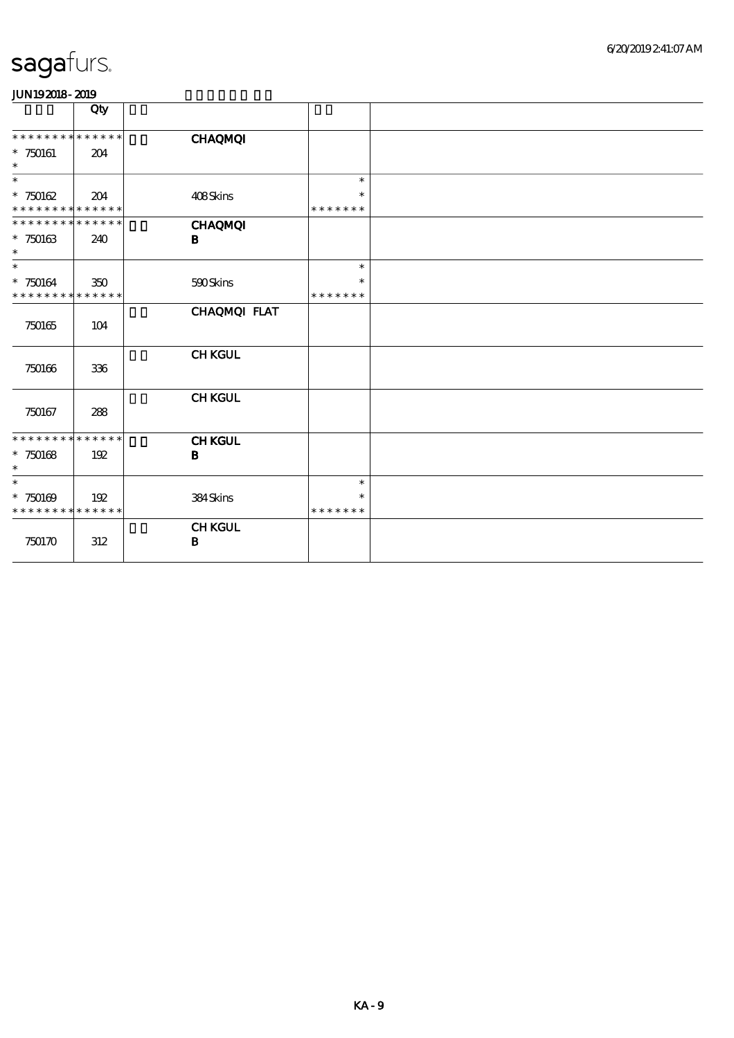# sagafurs.

**JUN19 2018 - 2019**

| | Qty | | | |
|---|---|---|---|---|
| * * * * * * * * * * * * * * | | | **CHAQMQI** | |
| * 750161 | 204 | | | |
| * | | | | |
| * | | | | * |
| * 750162 | 204 | | 408 Skins | * |
| * * * * * * * * * * * * * * | | | | * * * * * * * |
| * * * * * * * * * * * * * * | | | **CHAQMQI** | |
| * 750163 | 240 | | **B** | |
| * | | | | |
| * | | | | * |
| * 750164 | 350 | | 590 Skins | * |
| * * * * * * * * * * * * * * | | | | * * * * * * * |
| 750165 | 104 | | **CHAQMQI FLAT** | |
| 750166 | 336 | | **CH KGUL** | |
| 750167 | 288 | | **CH KGUL** | |
| * * * * * * * * * * * * * * | | | **CH KGUL** | |
| * 750168 | 192 | | **B** | |
| * | | | | |
| * | | | | * |
| * 750169 | 192 | | 384 Skins | * |
| * * * * * * * * * * * * * * | | | | * * * * * * * |
| 750170 | 312 | | **CH KGUL** **B** | |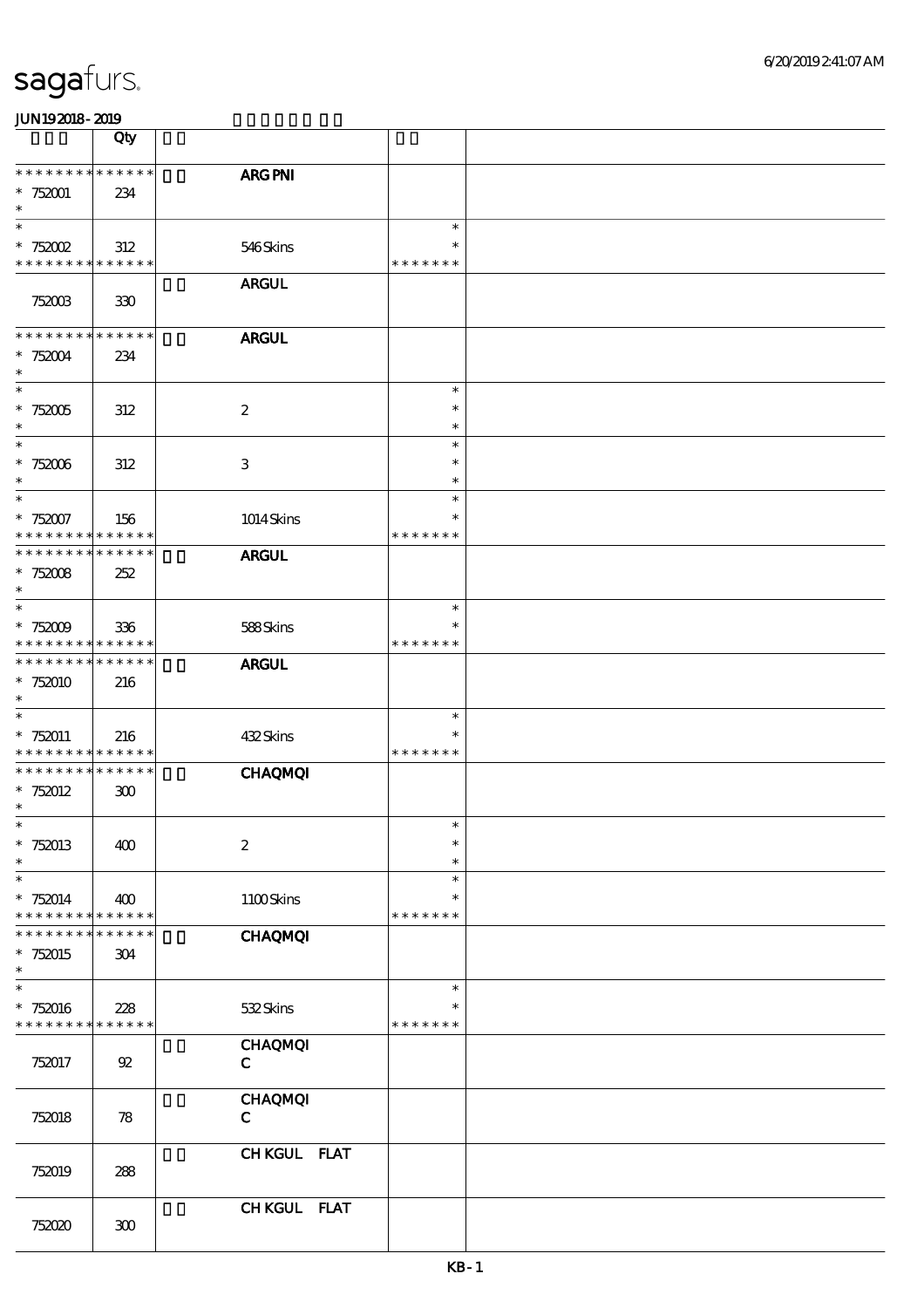# sagafurs.

JUN19 2018 - 2019

| | Qty | | | |
|---|---|---|---|---|
| * * * * * * * * * * * * * * | | | ARG PNI | |
| * 752001 | 234 | | | |
| * | | | | |
| * | | | | * |
| * 752002 | 312 | | 546 Skins | * |
| * * * * * * * * * * * * * * | | | | * * * * * * * |
| | | | ARGUL | |
| 752003 | 330 | | | |
| * * * * * * * * * * * * * * | | | ARGUL | |
| * 752004 | 234 | | | |
| * | | | | |
| * | | | | * |
| * 752005 | 312 | | 2 | * |
| * | | | | * |
| * | | | | * |
| * 752006 | 312 | | 3 | * |
| * | | | | * |
| * | | | | * |
| * 752007 | 156 | | 1014 Skins | * |
| * * * * * * * * * * * * * * | | | | * * * * * * * |
| * * * * * * * * * * * * * * | | | ARGUL | |
| * 752008 | 252 | | | |
| * | | | | |
| * | | | | * |
| * 752009 | 336 | | 588 Skins | * |
| * * * * * * * * * * * * * * | | | | * * * * * * * |
| * * * * * * * * * * * * * * | | | ARGUL | |
| * 752010 | 216 | | | |
| * | | | | |
| * | | | | * |
| * 752011 | 216 | | 432 Skins | * |
| * * * * * * * * * * * * * * | | | | * * * * * * * |
| * * * * * * * * * * * * * * | | | CHAQMQI | |
| * 752012 | 300 | | | |
| * | | | | |
| * | | | | * |
| * 752013 | 400 | | 2 | * |
| * | | | | * |
| * | | | | * |
| * 752014 | 400 | | 1100 Skins | * |
| * * * * * * * * * * * * * * | | | | * * * * * * * |
| * * * * * * * * * * * * * * | | | CHAQMQI | |
| * 752015 | 304 | | | |
| * | | | | |
| * | | | | * |
| * 752016 | 228 | | 532 Skins | * |
| * * * * * * * * * * * * * * | | | | * * * * * * * |
| | | | CHAQMQI C | |
| 752017 | 92 | | | |
| | | | CHAQMQI C | |
| 752018 | 78 | | | |
| | | | CH KGUL FLAT | |
| 752019 | 288 | | | |
| | | | CH KGUL FLAT | |
| 752020 | 300 | | | |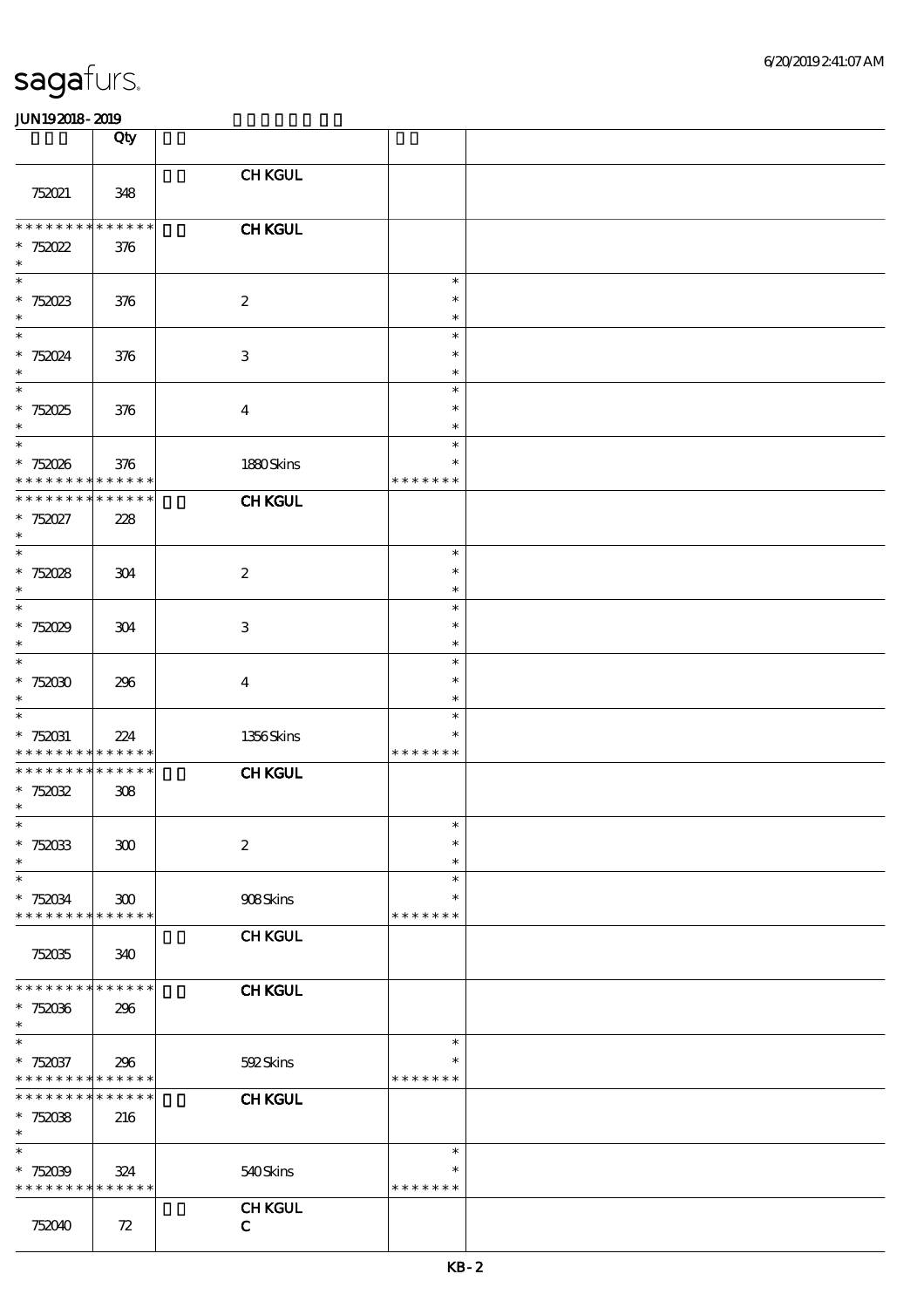| | Qty | | | |
|---|---|---|---|---|
| 752021 | 348 | CH KGUL | | |
| * * * * * * * * * * * * * * <br>* 752022<br>* | 376 | CH KGUL | | |
| *<br>* 752023<br>* | 376 | 2 | *<br>*<br>* | |
| *<br>* 752024<br>* | 376 | 3 | *<br>*<br>* | |
| *<br>* 752025<br>* | 376 | 4 | *<br>*<br>* | |
| *<br>* 752026<br>* * * * * * * * * * * * * * | 376 | 1880 Skins | *<br>*<br>* * * * * * * | |
| * * * * * * * * * * * * * * <br>* 752027<br>* | 228 | CH KGUL | | |
| *<br>* 752028<br>* | 304 | 2 | *<br>*<br>* | |
| *<br>* 752029<br>* | 304 | 3 | *<br>*<br>* | |
| *<br>* 752030<br>* | 296 | 4 | *<br>*<br>* | |
| *<br>* 752031<br>* * * * * * * * * * * * * * | 224 | 1356 Skins | *<br>*<br>* * * * * * * | |
| * * * * * * * * * * * * * * <br>* 752032<br>* | 308 | CH KGUL | | |
| *<br>* 752033<br>* | 300 | 2 | *<br>*<br>* | |
| *<br>* 752034<br>* * * * * * * * * * * * * * | 300 | 908 Skins | *<br>*<br>* * * * * * * | |
| 752035 | 340 | CH KGUL | | |
| * * * * * * * * * * * * * * <br>* 752036<br>* | 296 | CH KGUL | | |
| *<br>* 752037<br>* * * * * * * * * * * * * * | 296 | 592 Skins | *<br>*<br>* * * * * * * | |
| * * * * * * * * * * * * * * <br>* 752038<br>* | 216 | CH KGUL | | |
| *<br>* 752039<br>* * * * * * * * * * * * * * | 324 | 540 Skins | *<br>*<br>* * * * * * * | |
| 752040 | 72 | CH KGUL<br>C | | |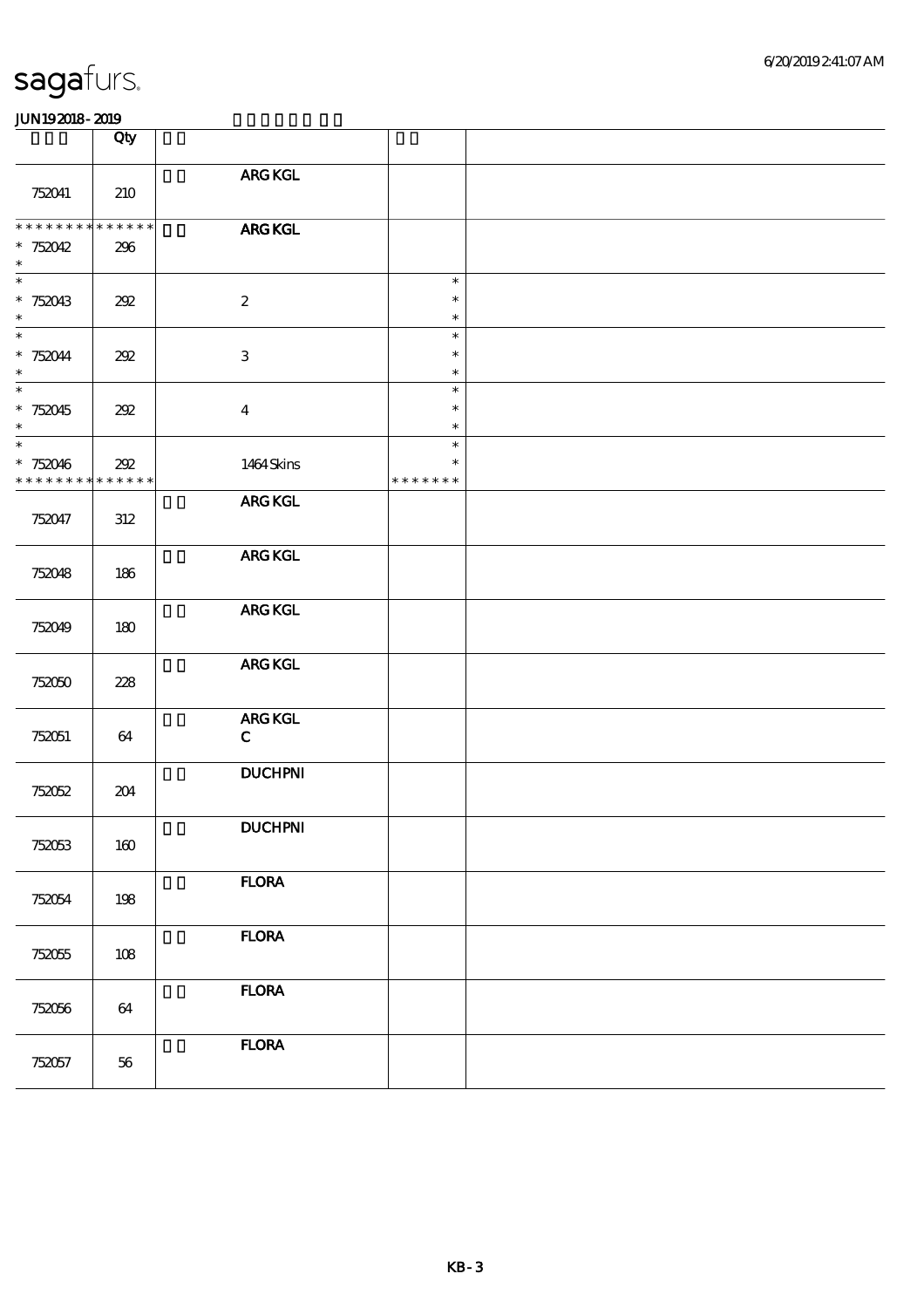sagafurs.

JUN19 2018 - 2019

| | Qty | | | |
|---|---|---|---|---|
| 752041 | 210 | **ARG KGL** | | |
| ************** | | **ARG KGL** | | |
| * 752042 | 296 | | | |
| * 752043 | 292 | 2 | * | |
| * 752044 | 292 | 3 | * | |
| * 752045 | 292 | 4 | * | |
| * 752046 | 292 | 1464 Skins | ******* | |
| ************** | | | | |
| 752047 | 312 | **ARG KGL** | | |
| 752048 | 186 | **ARG KGL** | | |
| 752049 | 180 | **ARG KGL** | | |
| 752050 | 228 | **ARG KGL** | | |
| 752051 | 64 | **ARG KGL** **C** | | |
| 752052 | 204 | **DUCHPNI** | | |
| 752053 | 160 | **DUCHPNI** | | |
| 752054 | 198 | **FLORA** | | |
| 752055 | 108 | **FLORA** | | |
| 752056 | 64 | **FLORA** | | |
| 752057 | 56 | **FLORA** | | |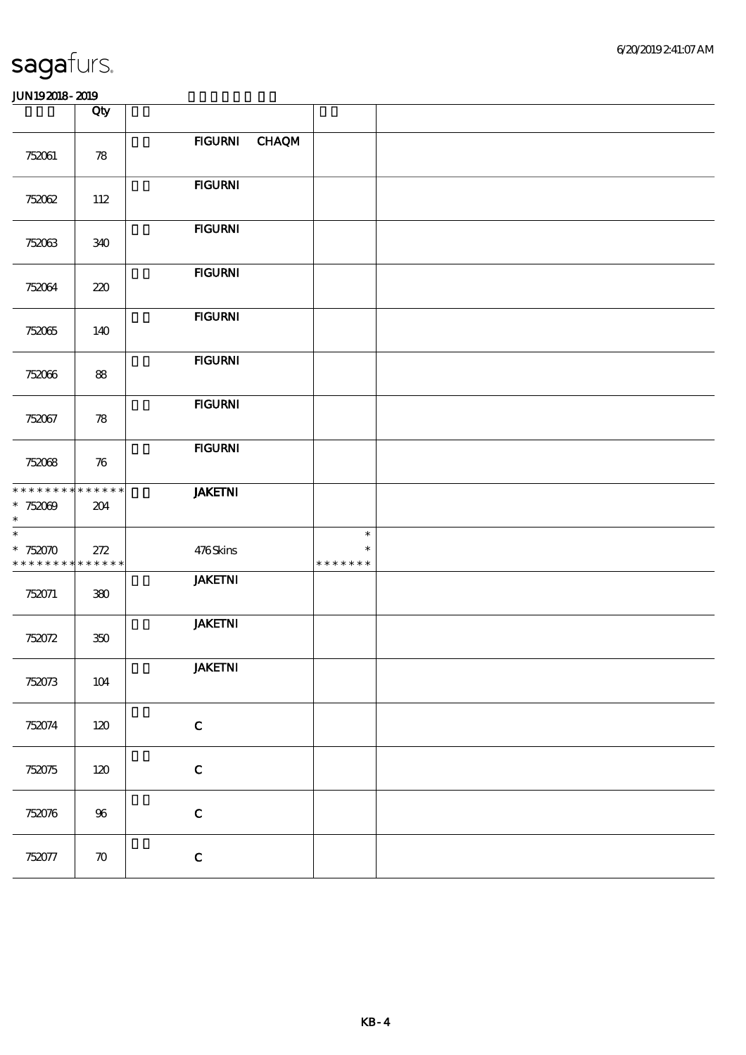| | Qty | | |
|---|---|---|---|
| 752061 | 78 | FIGURNI CHAQM | |
| 752062 | 112 | FIGURNI | |
| 752063 | 340 | FIGURNI | |
| 752064 | 220 | FIGURNI | |
| 752065 | 140 | FIGURNI | |
| 752066 | 88 | FIGURNI | |
| 752067 | 78 | FIGURNI | |
| 752068 | 76 | FIGURNI | |
| * * * * * * * * * * * * * * 752069 * | 204 | JAKETNI | |
| * 752070 * * * * * * * * * * * * * | 272 | 476 Skins | * * * * * * * * * |
| 752071 | 380 | JAKETNI | |
| 752072 | 350 | JAKETNI | |
| 752073 | 104 | JAKETNI | |
| 752074 | 120 | C | |
| 752075 | 120 | C | |
| 752076 | 96 | C | |
| 752077 | 70 | C | |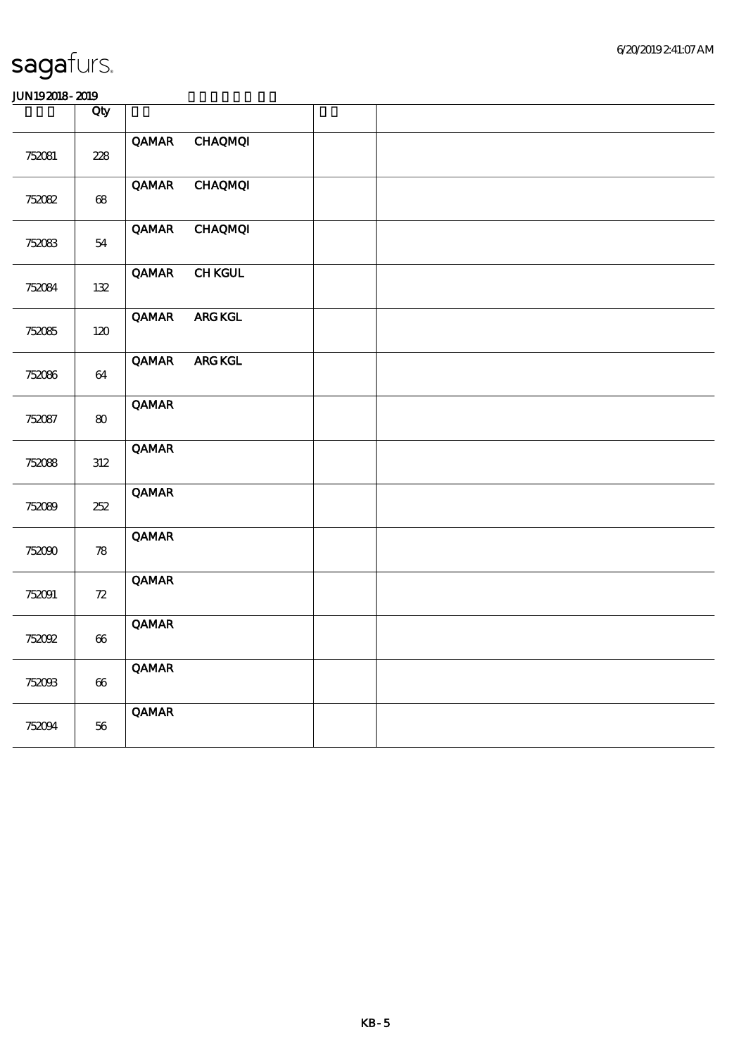| | Qty | | | |
|---|---|---|---|---|
| 752081 | 228 | QAMAR CHAQMQI | | |
| 752082 | 68 | QAMAR CHAQMQI | | |
| 752083 | 54 | QAMAR CHAQMQI | | |
| 752084 | 132 | QAMAR CH KGUL | | |
| 752085 | 120 | QAMAR ARG KGL | | |
| 752086 | 64 | QAMAR ARG KGL | | |
| 752087 | 80 | QAMAR | | |
| 752088 | 312 | QAMAR | | |
| 752089 | 252 | QAMAR | | |
| 752090 | 78 | QAMAR | | |
| 752091 | 72 | QAMAR | | |
| 752092 | 66 | QAMAR | | |
| 752093 | 66 | QAMAR | | |
| 752094 | 56 | QAMAR | | |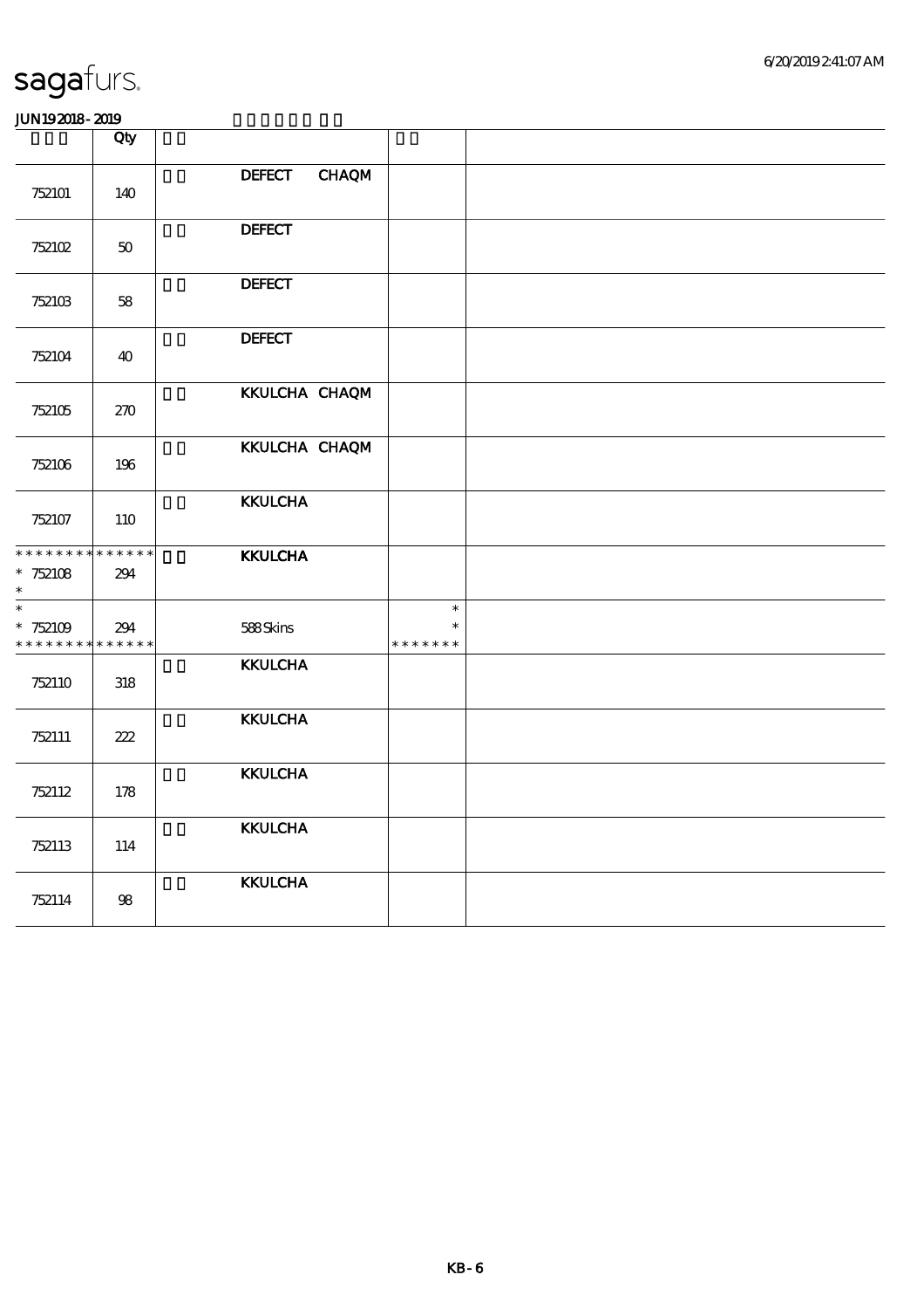# sagafurs.

JUN19 2018 - 2019

|  | Qty |  |  |  |
|---|---|---|---|---|
| 752101 | 140 | DEFECT CHAQM |  |  |
| 752102 | 50 | DEFECT |  |  |
| 752103 | 58 | DEFECT |  |  |
| 752104 | 40 | DEFECT |  |  |
| 752105 | 270 | KKULCHA CHAQM |  |  |
| 752106 | 196 | KKULCHA CHAQM |  |  |
| 752107 | 110 | KKULCHA |  |  |
| * * * * * * * * * * * * * * <br> * 752108 <br> * | 294 | KKULCHA |  |  |
| * <br> * 752109 <br> * * * * * * * * * * * * * * | 294 | 588 Skins | * <br> * <br> * * * * * * * |  |
| 752110 | 318 | KKULCHA |  |  |
| 752111 | 222 | KKULCHA |  |  |
| 752112 | 178 | KKULCHA |  |  |
| 752113 | 114 | KKULCHA |  |  |
| 752114 | 98 | KKULCHA |  |  |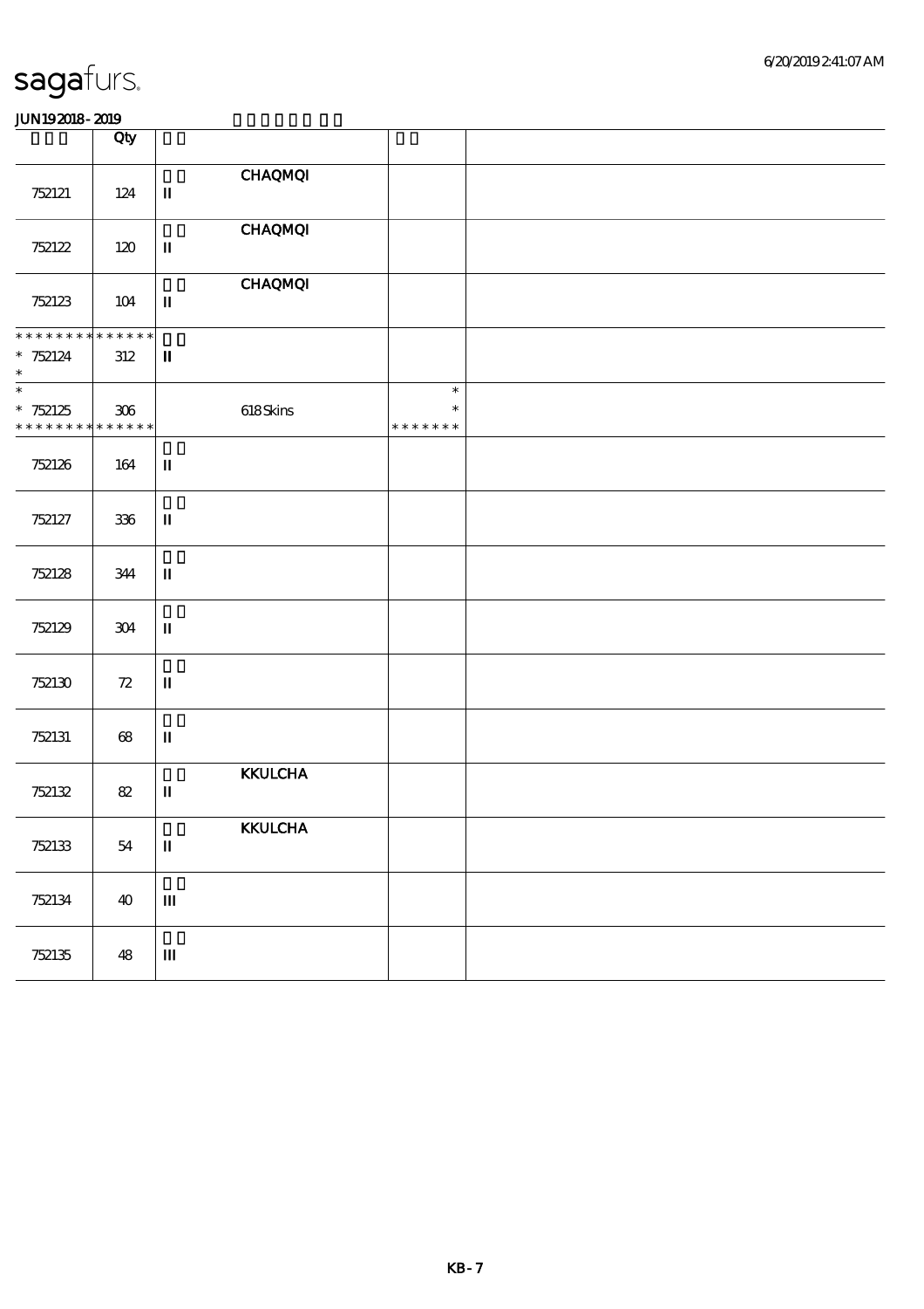# sagafurs.

**JUN19 2018 - 2019**

| | Qty | | | |
|---|---|---|---|---|
| 752121 | 124 | II **CHAQMQI** | | |
| 752122 | 120 | II **CHAQMQI** | | |
| 752123 | 104 | II **CHAQMQI** | | |
| * * * * * * * * * * * * * * <br> * 752124 <br> * | 312 | II | | |
| * <br> * 752125 <br> * * * * * * * * * * * * * * | 306 | 618 Skins | * <br> * <br> * * * * * * * | |
| 752126 | 164 | II | | |
| 752127 | 336 | II | | |
| 752128 | 344 | II | | |
| 752129 | 304 | II | | |
| 752130 | 72 | II | | |
| 752131 | 68 | II | | |
| 752132 | 82 | II **KKULCHA** | | |
| 752133 | 54 | II **KKULCHA** | | |
| 752134 | 40 | III | | |
| 752135 | 48 | III | | |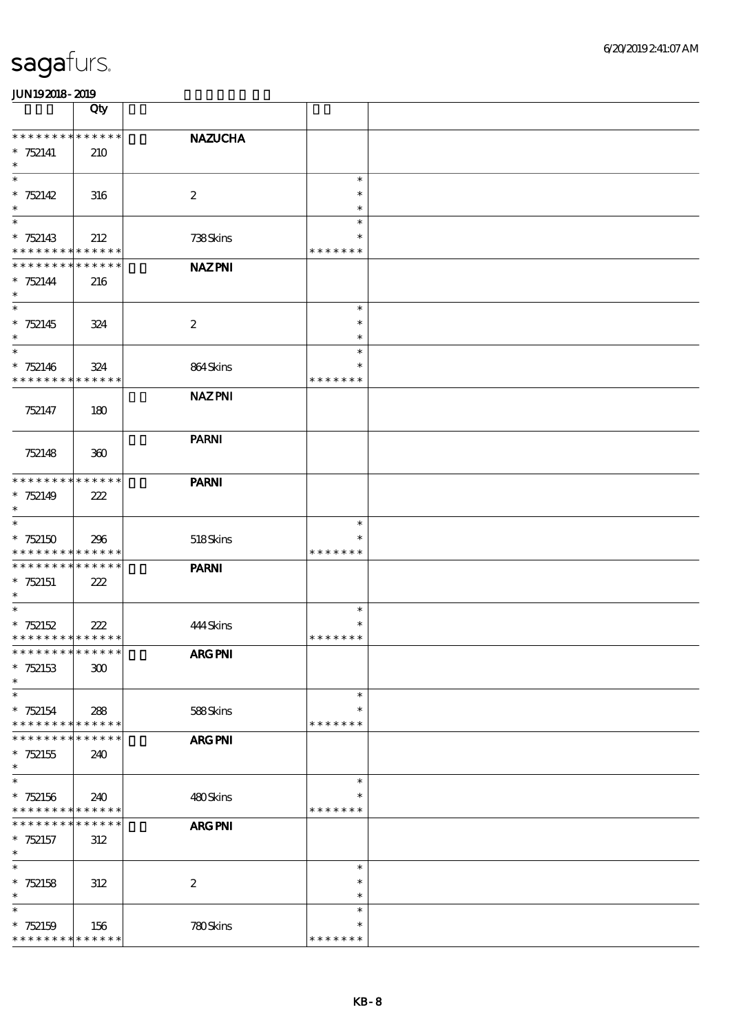# sagafurs.

JUN192018-2019

| | Qty | | | |
|---|---|---|---|---|
| * * * * * * * * * * * * * * | | | NAZUCHA | |
| * 752141 | 210 | | | |
| * | | | | |
| * 752142 | 316 | | 2 | * * * |
| * 752143 | 212 | | 738 Skins | * * * * * * * * |
| * * * * * * * * * * * * * * | | | NAZ PNI | |
| * 752144 | 216 | | | |
| * 752145 | 324 | | 2 | * * * |
| * 752146 | 324 | | 864 Skins | * * * * * * * * |
| 752147 | 180 | | NAZ PNI | |
| 752148 | 360 | | PARNI | |
| * * * * * * * * * * * * * * | | | PARNI | |
| * 752149 | 222 | | | |
| * 752150 | 296 | | 518 Skins | * * * * * * * * |
| * * * * * * * * * * * * * * | | | PARNI | |
| * 752151 | 222 | | | |
| * 752152 | 222 | | 444 Skins | * * * * * * * * |
| * * * * * * * * * * * * * * | | | ARG PNI | |
| * 752153 | 300 | | | |
| * 752154 | 288 | | 588 Skins | * * * * * * * * |
| * * * * * * * * * * * * * * | | | ARG PNI | |
| * 752155 | 240 | | | |
| * 752156 | 240 | | 480 Skins | * * * * * * * * |
| * * * * * * * * * * * * * * | | | ARG PNI | |
| * 752157 | 312 | | | |
| * 752158 | 312 | | 2 | * * * |
| * 752159 | 156 | | 780 Skins | * * * * * * * * |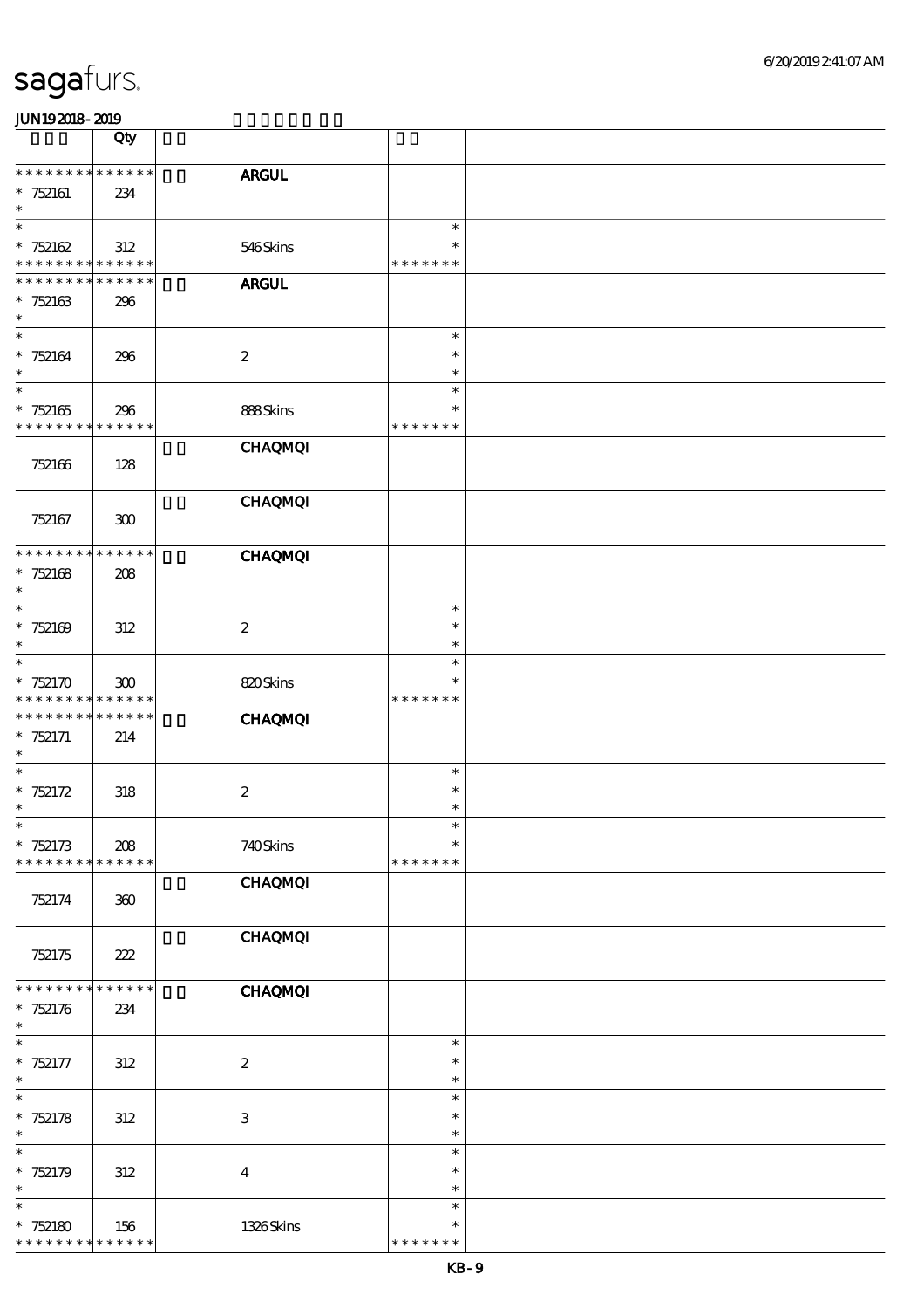# sagafurs.

JUN19 2018 - 2019

| | Qty | | | |
|---|---|---|---|---|
| * * * * * * * * * * * * * * | | | ARGUL | |
| * 752161 * | 234 | | | |
| * * 752162 * * * * * * * * * * * * * * | 312 | | 546 Skins | * * * * * * * * * |
| * * * * * * * * * * * * * * | | | ARGUL | |
| * 752163 * | 296 | | | |
| * * 752164 * | 296 | | 2 | * * * |
| * * 752165 * * * * * * * * * * * * * * | 296 | | 888 Skins | * * * * * * * * * |
| 752166 | 128 | | CHAQMQI | |
| 752167 | 300 | | CHAQMQI | |
| * * * * * * * * * * * * * * | | | CHAQMQI | |
| * 752168 * | 208 | | | |
| * * 752169 * | 312 | | 2 | * * * |
| * * 752170 * * * * * * * * * * * * * * | 300 | | 820 Skins | * * * * * * * * * |
| * * * * * * * * * * * * * * | | | CHAQMQI | |
| * 752171 * | 214 | | | |
| * * 752172 * | 318 | | 2 | * * * |
| * * 752173 * * * * * * * * * * * * * * | 208 | | 740 Skins | * * * * * * * * * |
| 752174 | 360 | | CHAQMQI | |
| 752175 | 222 | | CHAQMQI | |
| * * * * * * * * * * * * * * | | | CHAQMQI | |
| * 752176 * | 234 | | | |
| * * 752177 * | 312 | | 2 | * * * |
| * * 752178 * | 312 | | 3 | * * * |
| * * 752179 * | 312 | | 4 | * * * |
| * * 752180 * * * * * * * * * * * * * * | 156 | | 1326 Skins | * * * * * * * * * |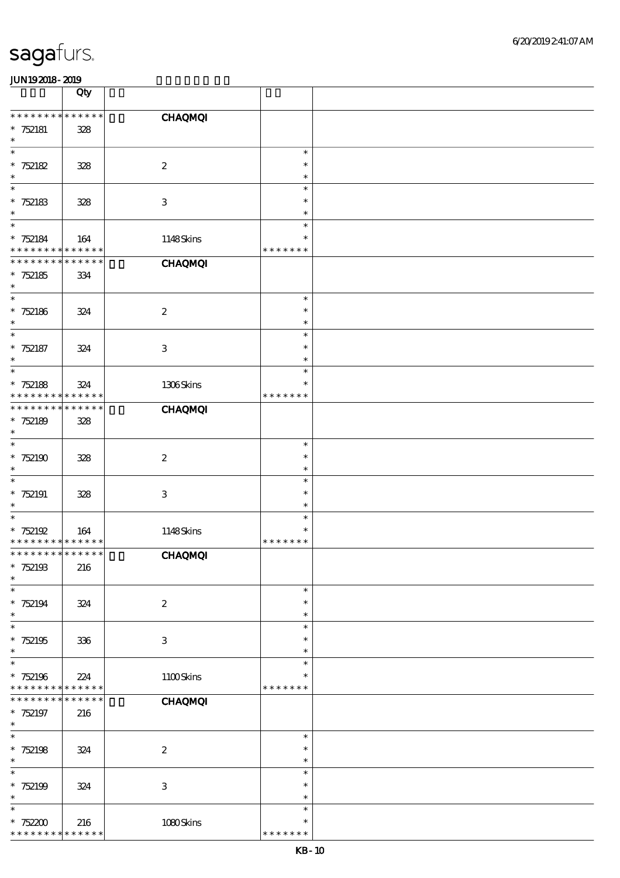| | Qty | | | |
|---|---|---|---|---|
| * * * * * * * * * * * * * * | | | CHAQMQI | |
| * 752181 | 328 | | | |
| * 752182 | 328 | | 2 | * |
| * 752183 | 328 | | 3 | * |
| * 752184 | 164 | | 1148 Skins | * * * * * * * |
| * * * * * * * * * * * * * * | | | CHAQMQI | |
| * 752185 | 334 | | | |
| * 752186 | 324 | | 2 | * |
| * 752187 | 324 | | 3 | * |
| * 752188 | 324 | | 1306 Skins | * * * * * * * |
| * * * * * * * * * * * * * * | | | CHAQMQI | |
| * 752189 | 328 | | | |
| * 752190 | 328 | | 2 | * |
| * 752191 | 328 | | 3 | * |
| * 752192 | 164 | | 1148 Skins | * * * * * * * |
| * * * * * * * * * * * * * * | | | CHAQMQI | |
| * 752193 | 216 | | | |
| * 752194 | 324 | | 2 | * |
| * 752195 | 336 | | 3 | * |
| * 752196 | 224 | | 1100 Skins | * * * * * * * |
| * * * * * * * * * * * * * * | | | CHAQMQI | |
| * 752197 | 216 | | | |
| * 752198 | 324 | | 2 | * |
| * 752199 | 324 | | 3 | * |
| * 752200 | 216 | | 1080 Skins | * * * * * * * |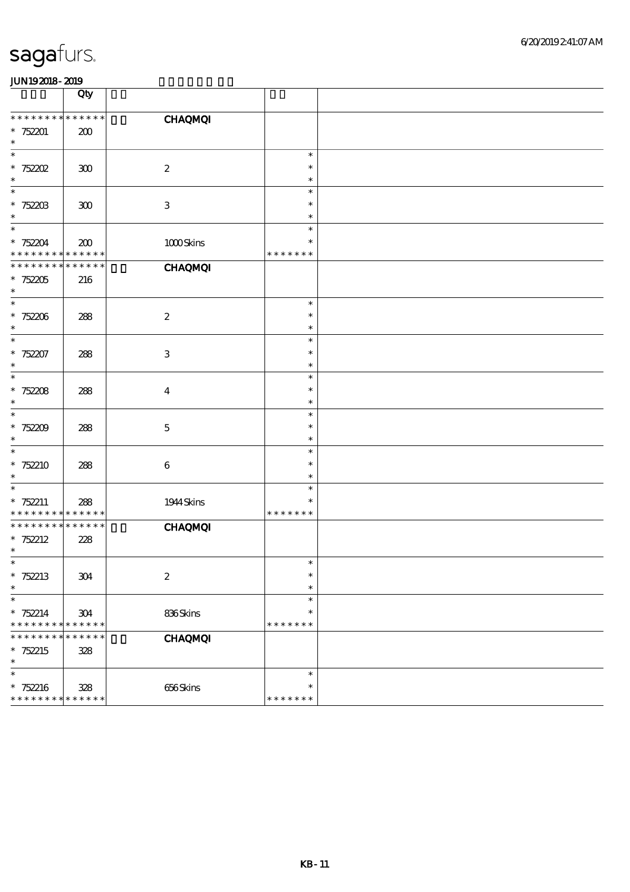| | Qty | | | |
|---|---|---|---|---|
| * * * * * * * * * * * * * * | | CHAQMQI | | |
| * 752201 | 200 | | | |
| * 752202 | 300 | 2 | * | |
| * 752203 | 300 | 3 | * | |
| * 752204 | 200 | 1000 Skins | * * * * * * * | |
| * * * * * * * * * * * * * * | | CHAQMQI | | |
| * 752205 | 216 | | | |
| * 752206 | 288 | 2 | * | |
| * 752207 | 288 | 3 | * | |
| * 752208 | 288 | 4 | * | |
| * 752209 | 288 | 5 | * | |
| * 752210 | 288 | 6 | * | |
| * 752211 | 288 | 1944 Skins | * * * * * * * | |
| * * * * * * * * * * * * * * | | CHAQMQI | | |
| * 752212 | 228 | | | |
| * 752213 | 304 | 2 | * | |
| * 752214 | 304 | 836 Skins | * * * * * * * | |
| * * * * * * * * * * * * * * | | CHAQMQI | | |
| * 752215 | 328 | | | |
| * 752216 | 328 | 656 Skins | * * * * * * * | |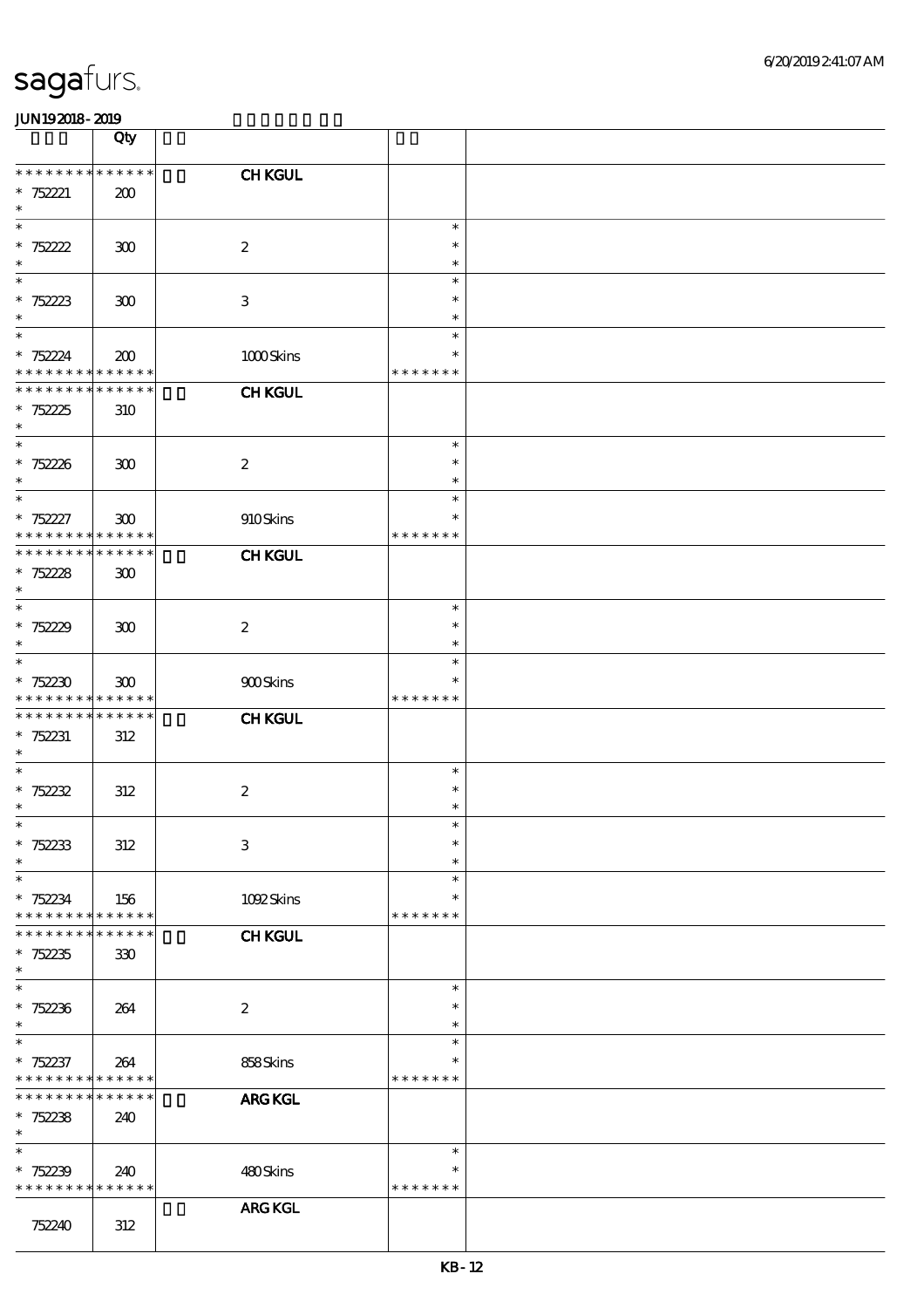| | Qty | | | |
|---|---|---|---|---|
| * * * * * * * * * * * * * * | | | CH KGUL | |
| * 752221 | 200 | | | |
| * | | | | |
| * | | | | * |
| * 752222 | 300 | | 2 | * |
| * | | | | * |
| * | | | | * |
| * 752223 | 300 | | 3 | * |
| * | | | | * |
| * | | | | * |
| * 752224 | 200 | | 1000 Skins | * |
| * * * * * * * * * * * * * * | | | | * * * * * * * |
| * * * * * * * * * * * * * * | | | CH KGUL | |
| * 752225 | 310 | | | |
| * | | | | |
| * | | | | * |
| * 752226 | 300 | | 2 | * |
| * | | | | * |
| * | | | | * |
| * 752227 | 300 | | 910 Skins | * |
| * * * * * * * * * * * * * * | | | | * * * * * * * |
| * * * * * * * * * * * * * * | | | CH KGUL | |
| * 752228 | 300 | | | |
| * | | | | |
| * | | | | * |
| * 752229 | 300 | | 2 | * |
| * | | | | * |
| * | | | | * |
| * 752230 | 300 | | 900 Skins | * |
| * * * * * * * * * * * * * * | | | | * * * * * * * |
| * * * * * * * * * * * * * * | | | CH KGUL | |
| * 752231 | 312 | | | |
| * | | | | |
| * | | | | * |
| * 752232 | 312 | | 2 | * |
| * | | | | * |
| * | | | | * |
| * 752233 | 312 | | 3 | * |
| * | | | | * |
| * | | | | * |
| * 752234 | 156 | | 1092 Skins | * |
| * * * * * * * * * * * * * * | | | | * * * * * * * |
| * * * * * * * * * * * * * * | | | CH KGUL | |
| * 752235 | 330 | | | |
| * | | | | |
| * | | | | * |
| * 752236 | 264 | | 2 | * |
| * | | | | * |
| * | | | | * |
| * 752237 | 264 | | 858 Skins | * |
| * * * * * * * * * * * * * * | | | | * * * * * * * |
| * * * * * * * * * * * * * * | | | ARG KGL | |
| * 752238 | 240 | | | |
| * | | | | |
| * | | | | * |
| * 752239 | 240 | | 480 Skins | * |
| * * * * * * * * * * * * * * | | | | * * * * * * * |
| | | | ARG KGL | |
| 752240 | 312 | | | |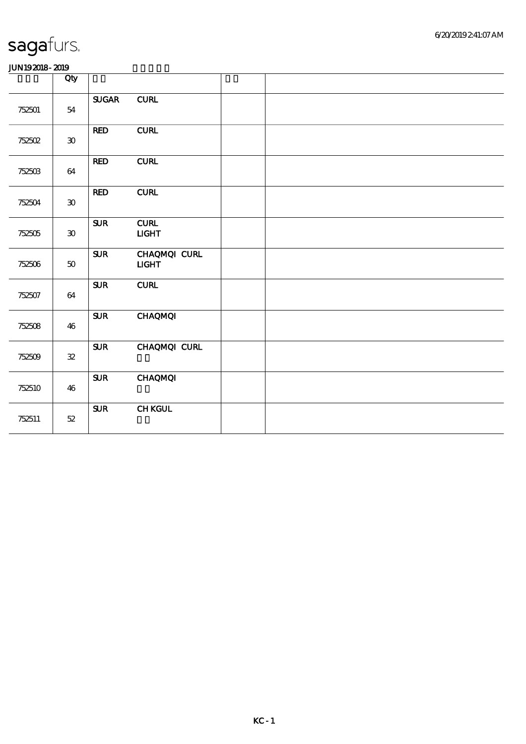sagafurs.

JUN19 2018 - 2019

| | Qty | | | | |
|---|---|---|---|---|---|
| 752501 | 54 | SUGAR | CURL | | |
| 752502 | 30 | RED | CURL | | |
| 752503 | 64 | RED | CURL | | |
| 752504 | 30 | RED | CURL | | |
| 752505 | 30 | SUR | CURL LIGHT | | |
| 752506 | 50 | SUR | CHAQMQI CURL LIGHT | | |
| 752507 | 64 | SUR | CURL | | |
| 752508 | 46 | SUR | CHAQMQI | | |
| 752509 | 32 | SUR | CHAQMQI CURL | | |
| 752510 | 46 | SUR | CHAQMQI | | |
| 752511 | 52 | SUR | CH KGUL | | |